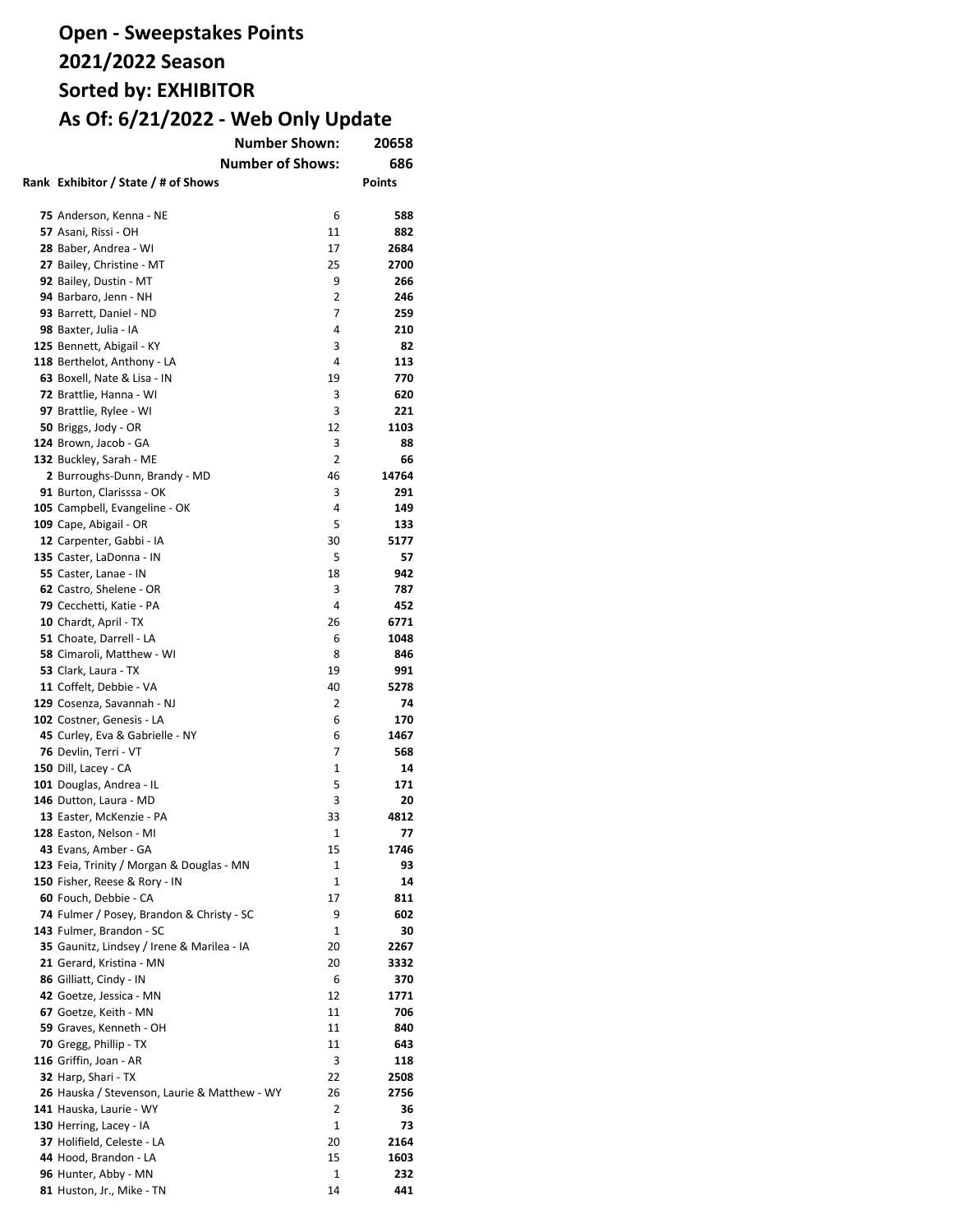# Open - Sweepstakes Points
# 2021/2022 Season
# Sorted by: EXHIBITOR
# As Of: 6/21/2022 - Web Only Update

**Number Shown:** 20658

**Number of Shows:** 686

| Rank | Exhibitor / State / # of Shows | | Points |
|---|---|---|---|
| 75 | Anderson, Kenna - NE | 6 | 588 |
| 57 | Asani, Rissi - OH | 11 | 882 |
| 28 | Baber, Andrea - WI | 17 | 2684 |
| 27 | Bailey, Christine - MT | 25 | 2700 |
| 92 | Bailey, Dustin - MT | 9 | 266 |
| 94 | Barbaro, Jenn - NH | 2 | 246 |
| 93 | Barrett, Daniel - ND | 7 | 259 |
| 98 | Baxter, Julia - IA | 4 | 210 |
| 125 | Bennett, Abigail - KY | 3 | 82 |
| 118 | Berthelot, Anthony - LA | 4 | 113 |
| 63 | Boxell, Nate & Lisa - IN | 19 | 770 |
| 72 | Brattlie, Hanna - WI | 3 | 620 |
| 97 | Brattlie, Rylee - WI | 3 | 221 |
| 50 | Briggs, Jody - OR | 12 | 1103 |
| 124 | Brown, Jacob - GA | 3 | 88 |
| 132 | Buckley, Sarah - ME | 2 | 66 |
| 2 | Burroughs-Dunn, Brandy - MD | 46 | 14764 |
| 91 | Burton, Clarisssa - OK | 3 | 291 |
| 105 | Campbell, Evangeline - OK | 4 | 149 |
| 109 | Cape, Abigail - OR | 5 | 133 |
| 12 | Carpenter, Gabbi - IA | 30 | 5177 |
| 135 | Caster, LaDonna - IN | 5 | 57 |
| 55 | Caster, Lanae - IN | 18 | 942 |
| 62 | Castro, Shelene - OR | 3 | 787 |
| 79 | Cecchetti, Katie - PA | 4 | 452 |
| 10 | Chardt, April - TX | 26 | 6771 |
| 51 | Choate, Darrell - LA | 6 | 1048 |
| 58 | Cimaroli, Matthew - WI | 8 | 846 |
| 53 | Clark, Laura - TX | 19 | 991 |
| 11 | Coffelt, Debbie - VA | 40 | 5278 |
| 129 | Cosenza, Savannah - NJ | 2 | 74 |
| 102 | Costner, Genesis - LA | 6 | 170 |
| 45 | Curley, Eva & Gabrielle - NY | 6 | 1467 |
| 76 | Devlin, Terri - VT | 7 | 568 |
| 150 | Dill, Lacey - CA | 1 | 14 |
| 101 | Douglas, Andrea - IL | 5 | 171 |
| 146 | Dutton, Laura - MD | 3 | 20 |
| 13 | Easter, McKenzie - PA | 33 | 4812 |
| 128 | Easton, Nelson - MI | 1 | 77 |
| 43 | Evans, Amber - GA | 15 | 1746 |
| 123 | Feia, Trinity / Morgan & Douglas - MN | 1 | 93 |
| 150 | Fisher, Reese & Rory - IN | 1 | 14 |
| 60 | Fouch, Debbie - CA | 17 | 811 |
| 74 | Fulmer / Posey, Brandon & Christy - SC | 9 | 602 |
| 143 | Fulmer, Brandon - SC | 1 | 30 |
| 35 | Gaunitz, Lindsey / Irene & Marilea - IA | 20 | 2267 |
| 21 | Gerard, Kristina - MN | 20 | 3332 |
| 86 | Gilliatt, Cindy - IN | 6 | 370 |
| 42 | Goetze, Jessica - MN | 12 | 1771 |
| 67 | Goetze, Keith - MN | 11 | 706 |
| 59 | Graves, Kenneth - OH | 11 | 840 |
| 70 | Gregg, Phillip - TX | 11 | 643 |
| 116 | Griffin, Joan - AR | 3 | 118 |
| 32 | Harp, Shari - TX | 22 | 2508 |
| 26 | Hauska / Stevenson, Laurie & Matthew - WY | 26 | 2756 |
| 141 | Hauska, Laurie - WY | 2 | 36 |
| 130 | Herring, Lacey - IA | 1 | 73 |
| 37 | Holifield, Celeste - LA | 20 | 2164 |
| 44 | Hood, Brandon - LA | 15 | 1603 |
| 96 | Hunter, Abby - MN | 1 | 232 |
| 81 | Huston, Jr., Mike - TN | 14 | 441 |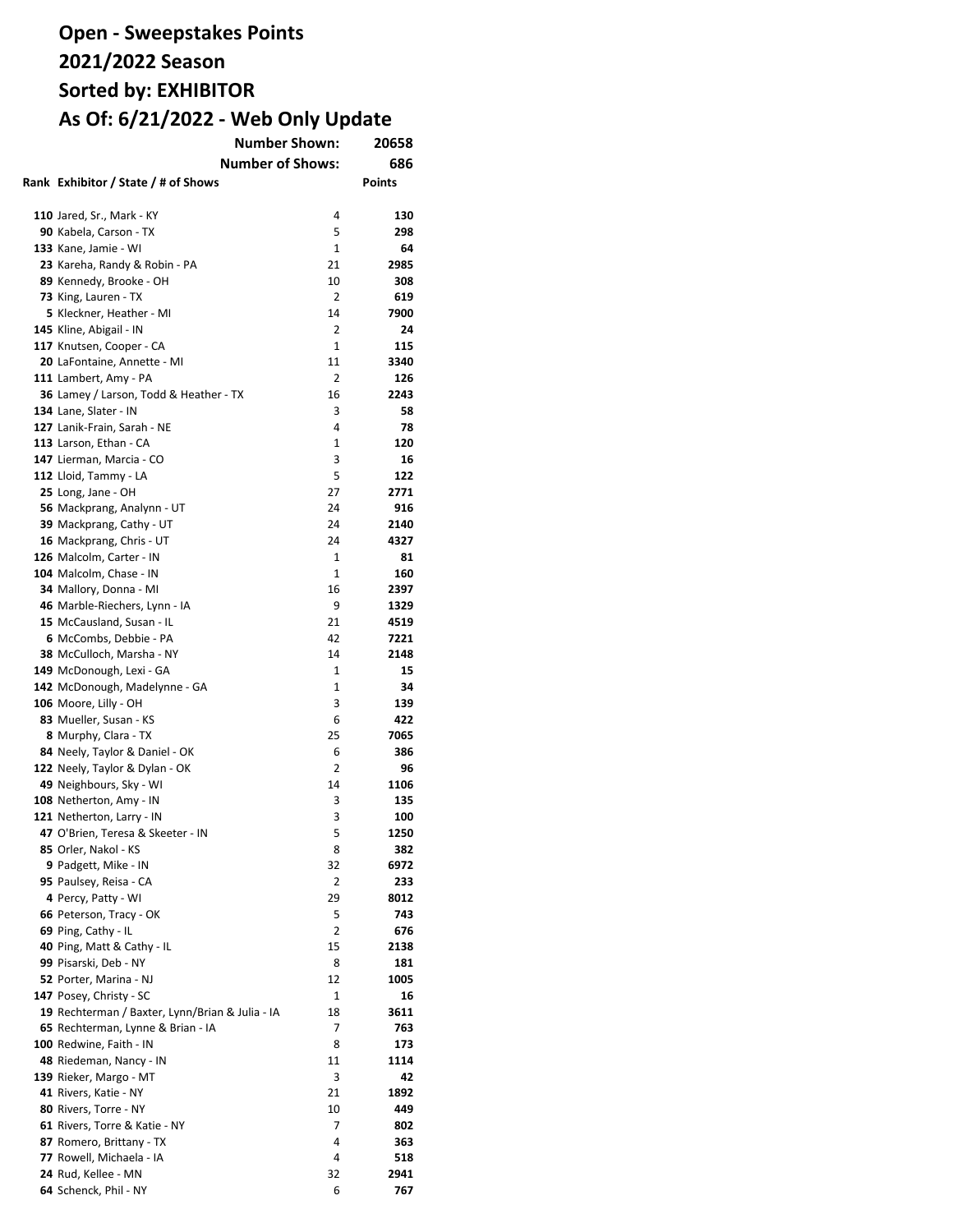# Open - Sweepstakes Points
# 2021/2022 Season
# Sorted by: EXHIBITOR
# As Of: 6/21/2022 - Web Only Update

**Number Shown:** 20658

**Number of Shows:** 686

| Rank | Exhibitor / State / # of Shows | | Points |
|---|---|---|---|
| 110 | Jared, Sr., Mark - KY | 4 | 130 |
| 90 | Kabela, Carson - TX | 5 | 298 |
| 133 | Kane, Jamie - WI | 1 | 64 |
| 23 | Kareha, Randy & Robin - PA | 21 | 2985 |
| 89 | Kennedy, Brooke - OH | 10 | 308 |
| 73 | King, Lauren - TX | 2 | 619 |
| 5 | Kleckner, Heather - MI | 14 | 7900 |
| 145 | Kline, Abigail - IN | 2 | 24 |
| 117 | Knutsen, Cooper - CA | 1 | 115 |
| 20 | LaFontaine, Annette - MI | 11 | 3340 |
| 111 | Lambert, Amy - PA | 2 | 126 |
| 36 | Lamey / Larson, Todd & Heather - TX | 16 | 2243 |
| 134 | Lane, Slater - IN | 3 | 58 |
| 127 | Lanik-Frain, Sarah - NE | 4 | 78 |
| 113 | Larson, Ethan - CA | 1 | 120 |
| 147 | Lierman, Marcia - CO | 3 | 16 |
| 112 | Lloid, Tammy - LA | 5 | 122 |
| 25 | Long, Jane - OH | 27 | 2771 |
| 56 | Mackprang, Analynn - UT | 24 | 916 |
| 39 | Mackprang, Cathy - UT | 24 | 2140 |
| 16 | Mackprang, Chris - UT | 24 | 4327 |
| 126 | Malcolm, Carter - IN | 1 | 81 |
| 104 | Malcolm, Chase - IN | 1 | 160 |
| 34 | Mallory, Donna - MI | 16 | 2397 |
| 46 | Marble-Riechers, Lynn - IA | 9 | 1329 |
| 15 | McCausland, Susan - IL | 21 | 4519 |
| 6 | McCombs, Debbie - PA | 42 | 7221 |
| 38 | McCulloch, Marsha - NY | 14 | 2148 |
| 149 | McDonough, Lexi - GA | 1 | 15 |
| 142 | McDonough, Madelynne - GA | 1 | 34 |
| 106 | Moore, Lilly - OH | 3 | 139 |
| 83 | Mueller, Susan - KS | 6 | 422 |
| 8 | Murphy, Clara - TX | 25 | 7065 |
| 84 | Neely, Taylor & Daniel - OK | 6 | 386 |
| 122 | Neely, Taylor & Dylan - OK | 2 | 96 |
| 49 | Neighbours, Sky - WI | 14 | 1106 |
| 108 | Netherton, Amy - IN | 3 | 135 |
| 121 | Netherton, Larry - IN | 3 | 100 |
| 47 | O'Brien, Teresa & Skeeter - IN | 5 | 1250 |
| 85 | Orler, Nakol - KS | 8 | 382 |
| 9 | Padgett, Mike - IN | 32 | 6972 |
| 95 | Paulsey, Reisa - CA | 2 | 233 |
| 4 | Percy, Patty - WI | 29 | 8012 |
| 66 | Peterson, Tracy - OK | 5 | 743 |
| 69 | Ping, Cathy - IL | 2 | 676 |
| 40 | Ping, Matt & Cathy - IL | 15 | 2138 |
| 99 | Pisarski, Deb - NY | 8 | 181 |
| 52 | Porter, Marina - NJ | 12 | 1005 |
| 147 | Posey, Christy - SC | 1 | 16 |
| 19 | Rechterman / Baxter, Lynn/Brian & Julia - IA | 18 | 3611 |
| 65 | Rechterman, Lynne & Brian - IA | 7 | 763 |
| 100 | Redwine, Faith - IN | 8 | 173 |
| 48 | Riedeman, Nancy - IN | 11 | 1114 |
| 139 | Rieker, Margo - MT | 3 | 42 |
| 41 | Rivers, Katie - NY | 21 | 1892 |
| 80 | Rivers, Torre - NY | 10 | 449 |
| 61 | Rivers, Torre & Katie - NY | 7 | 802 |
| 87 | Romero, Brittany - TX | 4 | 363 |
| 77 | Rowell, Michaela - IA | 4 | 518 |
| 24 | Rud, Kellee - MN | 32 | 2941 |
| 64 | Schenck, Phil - NY | 6 | 767 |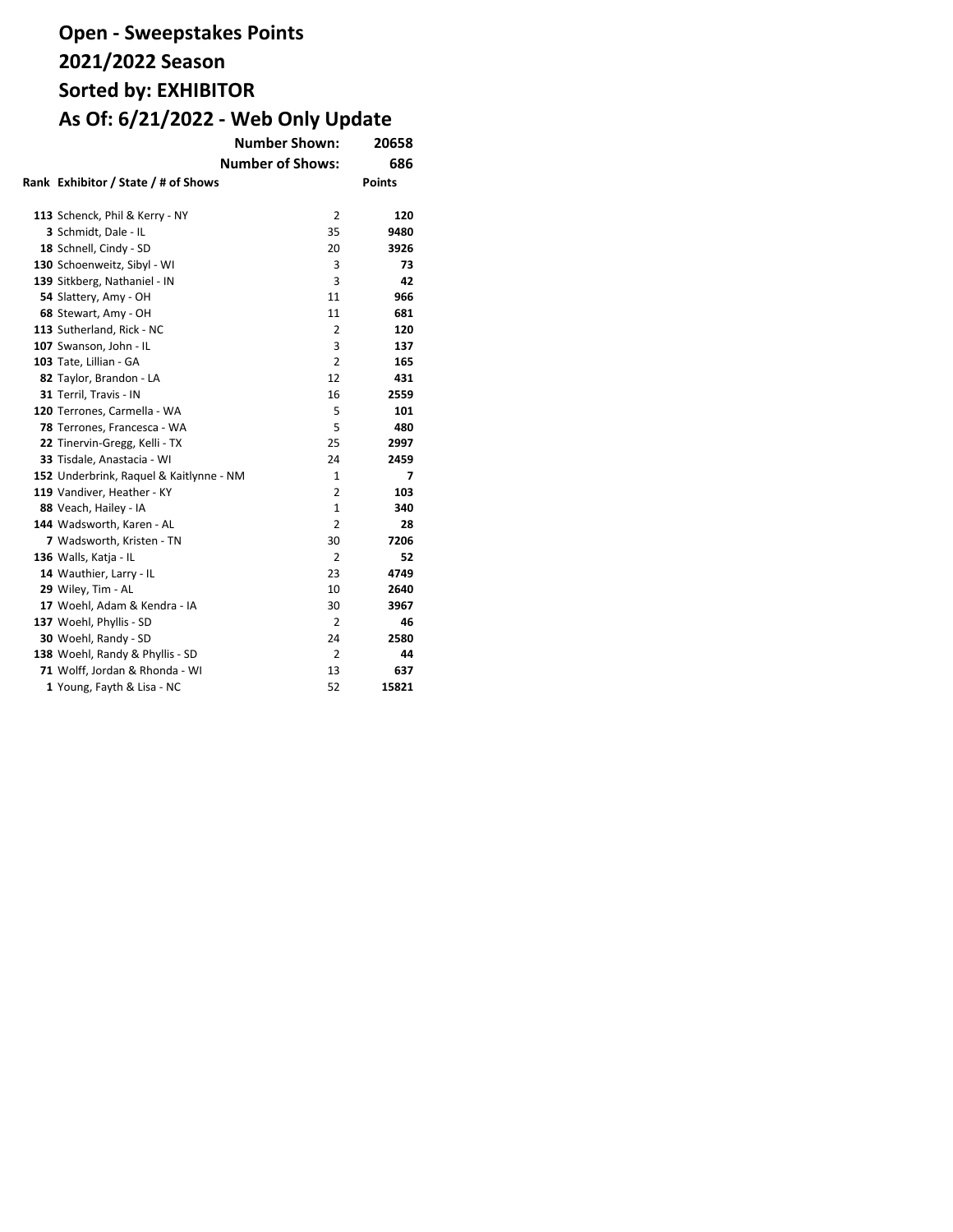# Open - Sweepstakes Points
# 2021/2022 Season
# Sorted by: EXHIBITOR
# As Of: 6/21/2022 - Web Only Update

| | | |
|---|---|---|
| **Number Shown:** | | **20658** |
| **Number of Shows:** | | **686** |

| Rank | Exhibitor / State / # of Shows | | Points |
|---|---|---|---|
| **113** | Schenck, Phil & Kerry - NY | 2 | **120** |
| **3** | Schmidt, Dale - IL | 35 | **9480** |
| **18** | Schnell, Cindy - SD | 20 | **3926** |
| **130** | Schoenweitz, Sibyl - WI | 3 | **73** |
| **139** | Sitkberg, Nathaniel - IN | 3 | **42** |
| **54** | Slattery, Amy - OH | 11 | **966** |
| **68** | Stewart, Amy - OH | 11 | **681** |
| **113** | Sutherland, Rick - NC | 2 | **120** |
| **107** | Swanson, John - IL | 3 | **137** |
| **103** | Tate, Lillian - GA | 2 | **165** |
| **82** | Taylor, Brandon - LA | 12 | **431** |
| **31** | Terril, Travis - IN | 16 | **2559** |
| **120** | Terrones, Carmella - WA | 5 | **101** |
| **78** | Terrones, Francesca - WA | 5 | **480** |
| **22** | Tinervin-Gregg, Kelli - TX | 25 | **2997** |
| **33** | Tisdale, Anastacia - WI | 24 | **2459** |
| **152** | Underbrink, Raquel & Kaitlynne - NM | 1 | **7** |
| **119** | Vandiver, Heather - KY | 2 | **103** |
| **88** | Veach, Hailey - IA | 1 | **340** |
| **144** | Wadsworth, Karen - AL | 2 | **28** |
| **7** | Wadsworth, Kristen - TN | 30 | **7206** |
| **136** | Walls, Katja - IL | 2 | **52** |
| **14** | Wauthier, Larry - IL | 23 | **4749** |
| **29** | Wiley, Tim - AL | 10 | **2640** |
| **17** | Woehl, Adam & Kendra - IA | 30 | **3967** |
| **137** | Woehl, Phyllis - SD | 2 | **46** |
| **30** | Woehl, Randy - SD | 24 | **2580** |
| **138** | Woehl, Randy & Phyllis - SD | 2 | **44** |
| **71** | Wolff, Jordan & Rhonda - WI | 13 | **637** |
| **1** | Young, Fayth & Lisa - NC | 52 | **15821** |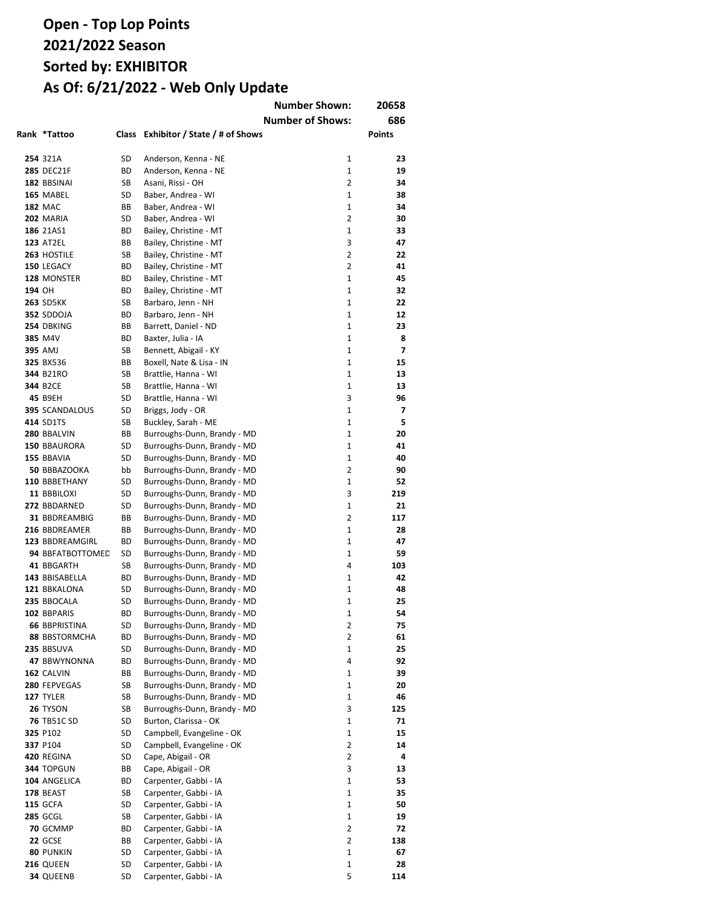# Open - Top Lop Points
# 2021/2022 Season
# Sorted by: EXHIBITOR
# As Of: 6/21/2022 - Web Only Update

| | | | Number Shown: | 20658 |
|---|---|---|---|---|
| | | | Number of Shows: | 686 |

| Rank | *Tattoo | Class | Exhibitor / State / # of Shows | | Points |
|---|---|---|---|---|---|
| 254 | 321A | SD | Anderson, Kenna - NE | 1 | 23 |
| 285 | DEC21F | BD | Anderson, Kenna - NE | 1 | 19 |
| 182 | BBSINAI | SB | Asani, Rissi - OH | 2 | 34 |
| 165 | MABEL | SD | Baber, Andrea - WI | 1 | 38 |
| 182 | MAC | BB | Baber, Andrea - WI | 1 | 34 |
| 202 | MARIA | SD | Baber, Andrea - WI | 2 | 30 |
| 186 | 21AS1 | BD | Bailey, Christine - MT | 1 | 33 |
| 123 | AT2EL | BB | Bailey, Christine - MT | 3 | 47 |
| 263 | HOSTILE | SB | Bailey, Christine - MT | 2 | 22 |
| 150 | LEGACY | BD | Bailey, Christine - MT | 2 | 41 |
| 128 | MONSTER | BD | Bailey, Christine - MT | 1 | 45 |
| 194 | OH | BD | Bailey, Christine - MT | 1 | 32 |
| 263 | SD5KK | SB | Barbaro, Jenn - NH | 1 | 22 |
| 352 | SDDOJA | BD | Barbaro, Jenn - NH | 1 | 12 |
| 254 | DBKING | BB | Barrett, Daniel - ND | 1 | 23 |
| 385 | M4V | BD | Baxter, Julia - IA | 1 | 8 |
| 395 | AMJ | SB | Bennett, Abigail - KY | 1 | 7 |
| 325 | BX536 | BB | Boxell, Nate & Lisa - IN | 1 | 15 |
| 344 | B21RO | SB | Brattlie, Hanna - WI | 1 | 13 |
| 344 | B2CE | SB | Brattlie, Hanna - WI | 1 | 13 |
| 45 | B9EH | SD | Brattlie, Hanna - WI | 3 | 96 |
| 395 | SCANDALOUS | SD | Briggs, Jody - OR | 1 | 7 |
| 414 | SD1TS | SB | Buckley, Sarah - ME | 1 | 5 |
| 280 | BBALVIN | BB | Burroughs-Dunn, Brandy - MD | 1 | 20 |
| 150 | BBAURORA | SD | Burroughs-Dunn, Brandy - MD | 1 | 41 |
| 155 | BBAVIA | SD | Burroughs-Dunn, Brandy - MD | 1 | 40 |
| 50 | BBBAZOOKA | bb | Burroughs-Dunn, Brandy - MD | 2 | 90 |
| 110 | BBBETHANY | SD | Burroughs-Dunn, Brandy - MD | 1 | 52 |
| 11 | BBBILOXI | SD | Burroughs-Dunn, Brandy - MD | 3 | 219 |
| 272 | BBDARNED | SD | Burroughs-Dunn, Brandy - MD | 1 | 21 |
| 31 | BBDREAMBIG | BB | Burroughs-Dunn, Brandy - MD | 2 | 117 |
| 216 | BBDREAMER | BB | Burroughs-Dunn, Brandy - MD | 1 | 28 |
| 123 | BBDREAMGIRL | BD | Burroughs-Dunn, Brandy - MD | 1 | 47 |
| 94 | BBFATBOTTOMED | SD | Burroughs-Dunn, Brandy - MD | 1 | 59 |
| 41 | BBGARTH | SB | Burroughs-Dunn, Brandy - MD | 4 | 103 |
| 143 | BBISABELLA | BD | Burroughs-Dunn, Brandy - MD | 1 | 42 |
| 121 | BBKALONA | SD | Burroughs-Dunn, Brandy - MD | 1 | 48 |
| 235 | BBOCALA | SD | Burroughs-Dunn, Brandy - MD | 1 | 25 |
| 102 | BBPARIS | BD | Burroughs-Dunn, Brandy - MD | 1 | 54 |
| 66 | BBPRISTINA | SD | Burroughs-Dunn, Brandy - MD | 2 | 75 |
| 88 | BBSTORMCHA | BD | Burroughs-Dunn, Brandy - MD | 2 | 61 |
| 235 | BBSUVA | SD | Burroughs-Dunn, Brandy - MD | 1 | 25 |
| 47 | BBWYNONNA | BD | Burroughs-Dunn, Brandy - MD | 4 | 92 |
| 162 | CALVIN | BB | Burroughs-Dunn, Brandy - MD | 1 | 39 |
| 280 | FEPVEGAS | SB | Burroughs-Dunn, Brandy - MD | 1 | 20 |
| 127 | TYLER | SB | Burroughs-Dunn, Brandy - MD | 1 | 46 |
| 26 | TYSON | SB | Burroughs-Dunn, Brandy - MD | 3 | 125 |
| 76 | TB51C SD | SD | Burton, Clarissa - OK | 1 | 71 |
| 325 | P102 | SD | Campbell, Evangeline - OK | 1 | 15 |
| 337 | P104 | SD | Campbell, Evangeline - OK | 2 | 14 |
| 420 | REGINA | SD | Cape, Abigail - OR | 2 | 4 |
| 344 | TOPGUN | BB | Cape, Abigail - OR | 3 | 13 |
| 104 | ANGELICA | BD | Carpenter, Gabbi - IA | 1 | 53 |
| 178 | BEAST | SB | Carpenter, Gabbi - IA | 1 | 35 |
| 115 | GCFA | SD | Carpenter, Gabbi - IA | 1 | 50 |
| 285 | GCGL | SB | Carpenter, Gabbi - IA | 1 | 19 |
| 70 | GCMMP | BD | Carpenter, Gabbi - IA | 2 | 72 |
| 22 | GCSE | BB | Carpenter, Gabbi - IA | 2 | 138 |
| 80 | PUNKIN | SD | Carpenter, Gabbi - IA | 1 | 67 |
| 216 | QUEEN | SD | Carpenter, Gabbi - IA | 1 | 28 |
| 34 | QUEENB | SD | Carpenter, Gabbi - IA | 5 | 114 |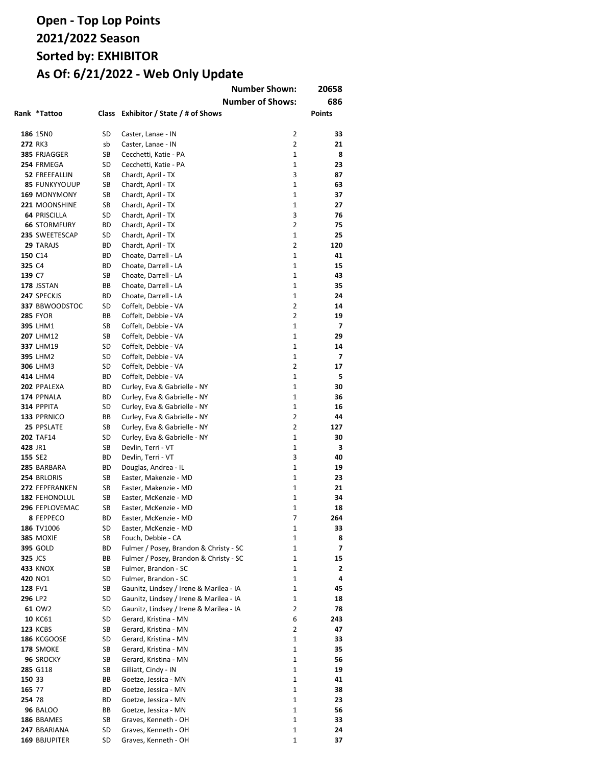# Open - Top Lop Points
# 2021/2022 Season
# Sorted by: EXHIBITOR
# As Of: 6/21/2022 - Web Only Update

Number Shown: 20658
Number of Shows: 686

| Rank | *Tattoo | Class | Exhibitor / State / # of Shows | | Points |
|---|---|---|---|---|---|
| 186 | 15N0 | SD | Caster, Lanae - IN | 2 | 33 |
| 272 | RK3 | sb | Caster, Lanae - IN | 2 | 21 |
| 385 | FRJAGGER | SB | Cecchetti, Katie - PA | 1 | 8 |
| 254 | FRMEGA | SD | Cecchetti, Katie - PA | 1 | 23 |
| 52 | FREEFALLIN | SB | Chardt, April - TX | 3 | 87 |
| 85 | FUNKYYOUUP | SB | Chardt, April - TX | 1 | 63 |
| 169 | MONYMONY | SB | Chardt, April - TX | 1 | 37 |
| 221 | MOONSHINE | SB | Chardt, April - TX | 1 | 27 |
| 64 | PRISCILLA | SD | Chardt, April - TX | 3 | 76 |
| 66 | STORMFURY | BD | Chardt, April - TX | 2 | 75 |
| 235 | SWEETESCAP | SD | Chardt, April - TX | 1 | 25 |
| 29 | TARAJS | BD | Chardt, April - TX | 2 | 120 |
| 150 | C14 | BD | Choate, Darrell - LA | 1 | 41 |
| 325 | C4 | BD | Choate, Darrell - LA | 1 | 15 |
| 139 | C7 | SB | Choate, Darrell - LA | 1 | 43 |
| 178 | JSSTAN | BB | Choate, Darrell - LA | 1 | 35 |
| 247 | SPECKJS | BD | Choate, Darrell - LA | 1 | 24 |
| 337 | BBWOODSTOC | SD | Coffelt, Debbie - VA | 2 | 14 |
| 285 | FYOR | BB | Coffelt, Debbie - VA | 2 | 19 |
| 395 | LHM1 | SB | Coffelt, Debbie - VA | 1 | 7 |
| 207 | LHM12 | SB | Coffelt, Debbie - VA | 1 | 29 |
| 337 | LHM19 | SD | Coffelt, Debbie - VA | 1 | 14 |
| 395 | LHM2 | SD | Coffelt, Debbie - VA | 1 | 7 |
| 306 | LHM3 | SD | Coffelt, Debbie - VA | 2 | 17 |
| 414 | LHM4 | BD | Coffelt, Debbie - VA | 1 | 5 |
| 202 | PPALEXA | BD | Curley, Eva & Gabrielle - NY | 1 | 30 |
| 174 | PPNALA | BD | Curley, Eva & Gabrielle - NY | 1 | 36 |
| 314 | PPPITA | SD | Curley, Eva & Gabrielle - NY | 1 | 16 |
| 133 | PPRNICO | BB | Curley, Eva & Gabrielle - NY | 2 | 44 |
| 25 | PPSLATE | SB | Curley, Eva & Gabrielle - NY | 2 | 127 |
| 202 | TAF14 | SD | Curley, Eva & Gabrielle - NY | 1 | 30 |
| 428 | JR1 | SB | Devlin, Terri - VT | 1 | 3 |
| 155 | SE2 | BD | Devlin, Terri - VT | 3 | 40 |
| 285 | BARBARA | BD | Douglas, Andrea - IL | 1 | 19 |
| 254 | BRLORIS | SB | Easter, Makenzie - MD | 1 | 23 |
| 272 | FEPFRANKEN | SB | Easter, Makenzie - MD | 1 | 21 |
| 182 | FEHONOLUL | SB | Easter, McKenzie - MD | 1 | 34 |
| 296 | FEPLOVEMAC | SB | Easter, McKenzie - MD | 1 | 18 |
| 8 | FEPPECO | BD | Easter, McKenzie - MD | 7 | 264 |
| 186 | TV1006 | SD | Easter, McKenzie - MD | 1 | 33 |
| 385 | MOXIE | SB | Fouch, Debbie - CA | 1 | 8 |
| 395 | GOLD | BD | Fulmer / Posey, Brandon & Christy - SC | 1 | 7 |
| 325 | JCS | BB | Fulmer / Posey, Brandon & Christy - SC | 1 | 15 |
| 433 | KNOX | SB | Fulmer, Brandon - SC | 1 | 2 |
| 420 | NO1 | SD | Fulmer, Brandon - SC | 1 | 4 |
| 128 | FV1 | SB | Gaunitz, Lindsey / Irene & Marilea - IA | 1 | 45 |
| 296 | LP2 | SD | Gaunitz, Lindsey / Irene & Marilea - IA | 1 | 18 |
| 61 | OW2 | SD | Gaunitz, Lindsey / Irene & Marilea - IA | 2 | 78 |
| 10 | KC61 | SD | Gerard, Kristina - MN | 6 | 243 |
| 123 | KCBS | SB | Gerard, Kristina - MN | 2 | 47 |
| 186 | KCGOOSE | SD | Gerard, Kristina - MN | 1 | 33 |
| 178 | SMOKE | SB | Gerard, Kristina - MN | 1 | 35 |
| 96 | SROCKY | SB | Gerard, Kristina - MN | 1 | 56 |
| 285 | G118 | SB | Gilliatt, Cindy - IN | 1 | 19 |
| 150 | 33 | BB | Goetze, Jessica - MN | 1 | 41 |
| 165 | 77 | BD | Goetze, Jessica - MN | 1 | 38 |
| 254 | 78 | BD | Goetze, Jessica - MN | 1 | 23 |
| 96 | BALOO | BB | Goetze, Jessica - MN | 1 | 56 |
| 186 | BBAMES | SB | Graves, Kenneth - OH | 1 | 33 |
| 247 | BBARIANA | SD | Graves, Kenneth - OH | 1 | 24 |
| 169 | BBJUPITER | SD | Graves, Kenneth - OH | 1 | 37 |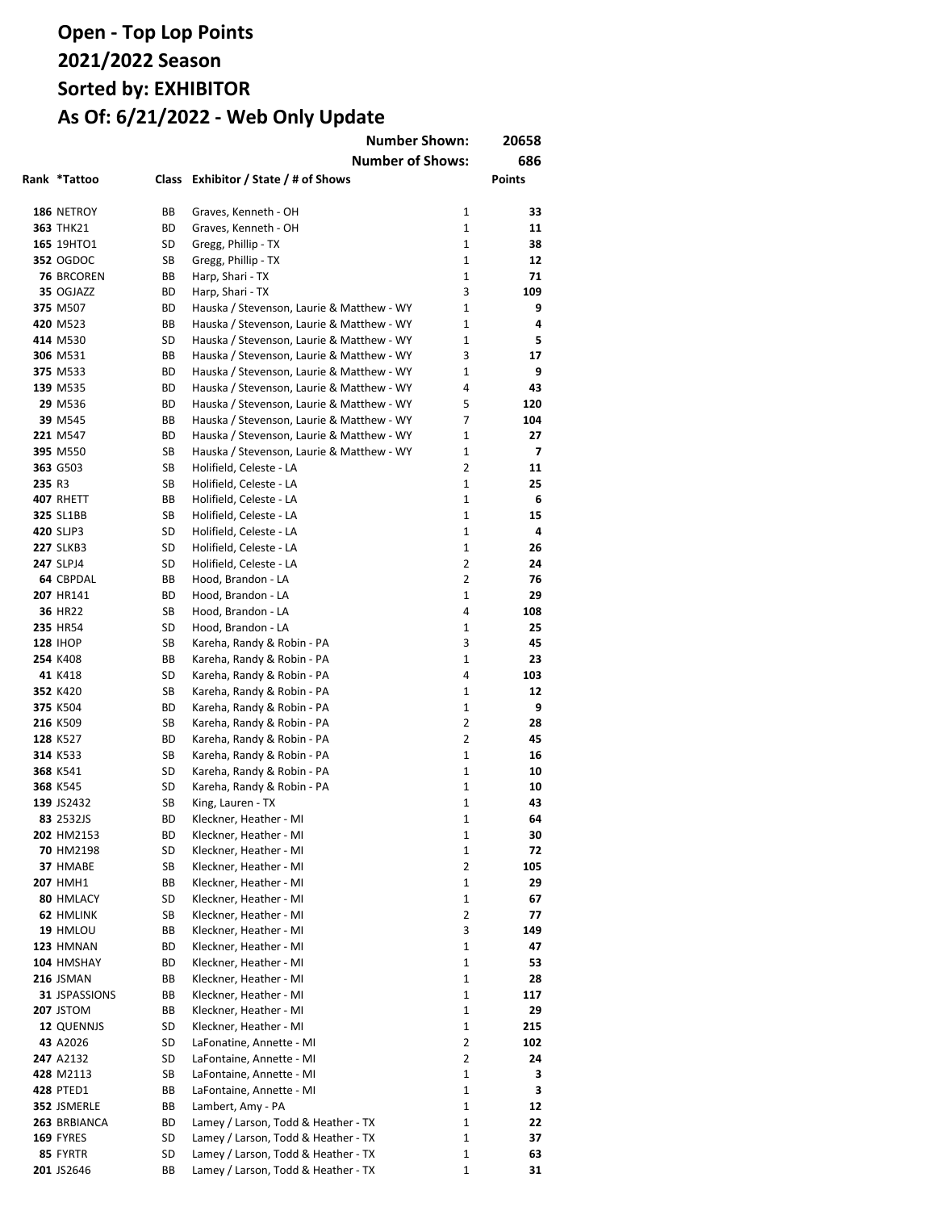# Open - Top Lop Points
# 2021/2022 Season
# Sorted by: EXHIBITOR
# As Of: 6/21/2022 - Web Only Update

| | | | Number Shown: | | 20658 |
|---|---|---|---|---|---|
| | | | Number of Shows: | | 686 |
| **Rank** | ***Tattoo** | **Class** | **Exhibitor / State / # of Shows** | | **Points** |
| **186** | NETROY | BB | Graves, Kenneth - OH | 1 | **33** |
| **363** | THK21 | BD | Graves, Kenneth - OH | 1 | **11** |
| **165** | 19HTO1 | SD | Gregg, Phillip - TX | 1 | **38** |
| **352** | OGDOC | SB | Gregg, Phillip - TX | 1 | **12** |
| **76** | BRCOREN | BB | Harp, Shari - TX | 1 | **71** |
| **35** | OGJAZZ | BD | Harp, Shari - TX | 3 | **109** |
| **375** | M507 | BD | Hauska / Stevenson, Laurie & Matthew - WY | 1 | **9** |
| **420** | M523 | BB | Hauska / Stevenson, Laurie & Matthew - WY | 1 | **4** |
| **414** | M530 | SD | Hauska / Stevenson, Laurie & Matthew - WY | 1 | **5** |
| **306** | M531 | BB | Hauska / Stevenson, Laurie & Matthew - WY | 3 | **17** |
| **375** | M533 | BD | Hauska / Stevenson, Laurie & Matthew - WY | 1 | **9** |
| **139** | M535 | BD | Hauska / Stevenson, Laurie & Matthew - WY | 4 | **43** |
| **29** | M536 | BD | Hauska / Stevenson, Laurie & Matthew - WY | 5 | **120** |
| **39** | M545 | BB | Hauska / Stevenson, Laurie & Matthew - WY | 7 | **104** |
| **221** | M547 | BD | Hauska / Stevenson, Laurie & Matthew - WY | 1 | **27** |
| **395** | M550 | SB | Hauska / Stevenson, Laurie & Matthew - WY | 1 | **7** |
| **363** | G503 | SB | Holifield, Celeste - LA | 2 | **11** |
| **235** | R3 | SB | Holifield, Celeste - LA | 1 | **25** |
| **407** | RHETT | BB | Holifield, Celeste - LA | 1 | **6** |
| **325** | SL1BB | SB | Holifield, Celeste - LA | 1 | **15** |
| **420** | SLJP3 | SD | Holifield, Celeste - LA | 1 | **4** |
| **227** | SLKB3 | SD | Holifield, Celeste - LA | 1 | **26** |
| **247** | SLPJ4 | SD | Holifield, Celeste - LA | 2 | **24** |
| **64** | CBPDAL | BB | Hood, Brandon - LA | 2 | **76** |
| **207** | HR141 | BD | Hood, Brandon - LA | 1 | **29** |
| **36** | HR22 | SB | Hood, Brandon - LA | 4 | **108** |
| **235** | HR54 | SD | Hood, Brandon - LA | 1 | **25** |
| **128** | IHOP | SB | Kareha, Randy & Robin - PA | 3 | **45** |
| **254** | K408 | BB | Kareha, Randy & Robin - PA | 1 | **23** |
| **41** | K418 | SD | Kareha, Randy & Robin - PA | 4 | **103** |
| **352** | K420 | SB | Kareha, Randy & Robin - PA | 1 | **12** |
| **375** | K504 | BD | Kareha, Randy & Robin - PA | 1 | **9** |
| **216** | K509 | SB | Kareha, Randy & Robin - PA | 2 | **28** |
| **128** | K527 | BD | Kareha, Randy & Robin - PA | 2 | **45** |
| **314** | K533 | SB | Kareha, Randy & Robin - PA | 1 | **16** |
| **368** | K541 | SD | Kareha, Randy & Robin - PA | 1 | **10** |
| **368** | K545 | SD | Kareha, Randy & Robin - PA | 1 | **10** |
| **139** | JS2432 | SB | King, Lauren - TX | 1 | **43** |
| **83** | 2532JS | BD | Kleckner, Heather - MI | 1 | **64** |
| **202** | HM2153 | BD | Kleckner, Heather - MI | 1 | **30** |
| **70** | HM2198 | SD | Kleckner, Heather - MI | 1 | **72** |
| **37** | HMABE | SB | Kleckner, Heather - MI | 2 | **105** |
| **207** | HMH1 | BB | Kleckner, Heather - MI | 1 | **29** |
| **80** | HMLACY | SD | Kleckner, Heather - MI | 1 | **67** |
| **62** | HMLINK | SB | Kleckner, Heather - MI | 2 | **77** |
| **19** | HMLOU | BB | Kleckner, Heather - MI | 3 | **149** |
| **123** | HMNAN | BD | Kleckner, Heather - MI | 1 | **47** |
| **104** | HMSHAY | BD | Kleckner, Heather - MI | 1 | **53** |
| **216** | JSMAN | BB | Kleckner, Heather - MI | 1 | **28** |
| **31** | JSPASSIONS | BB | Kleckner, Heather - MI | 1 | **117** |
| **207** | JSTOM | BB | Kleckner, Heather - MI | 1 | **29** |
| **12** | QUENNJS | SD | Kleckner, Heather - MI | 1 | **215** |
| **43** | A2026 | SD | LaFonatine, Annette - MI | 2 | **102** |
| **247** | A2132 | SD | LaFontaine, Annette - MI | 2 | **24** |
| **428** | M2113 | SB | LaFontaine, Annette - MI | 1 | **3** |
| **428** | PTED1 | BB | LaFontaine, Annette - MI | 1 | **3** |
| **352** | JSMERLE | BB | Lambert, Amy - PA | 1 | **12** |
| **263** | BRBIANCA | BD | Lamey / Larson, Todd & Heather - TX | 1 | **22** |
| **169** | FYRES | SD | Lamey / Larson, Todd & Heather - TX | 1 | **37** |
| **85** | FYRTR | SD | Lamey / Larson, Todd & Heather - TX | 1 | **63** |
| **201** | JS2646 | BB | Lamey / Larson, Todd & Heather - TX | 1 | **31** |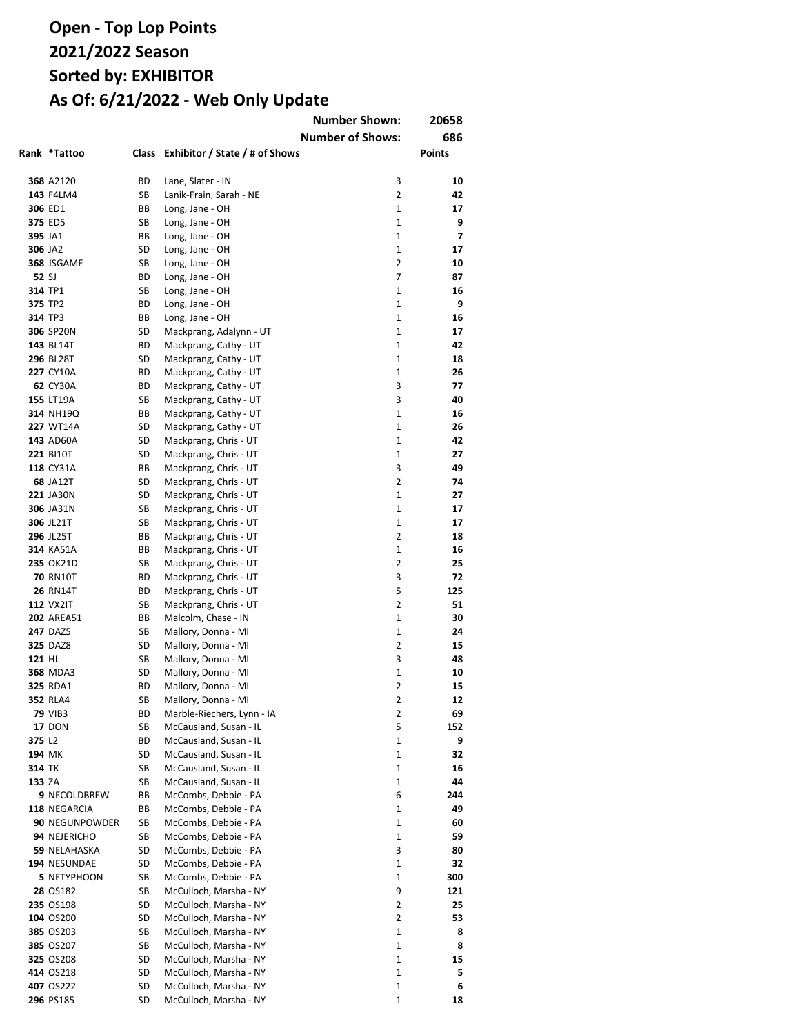# Open - Top Lop Points
# 2021/2022 Season
# Sorted by: EXHIBITOR
# As Of: 6/21/2022 - Web Only Update

**Number Shown: 20658**
**Number of Shows: 686**

| Rank | *Tattoo | Class | Exhibitor / State / # of Shows | | Points |
|---|---|---|---|---|---|
| 368 | A2120 | BD | Lane, Slater - IN | 3 | 10 |
| 143 | F4LM4 | SB | Lanik-Frain, Sarah - NE | 2 | 42 |
| 306 | ED1 | BB | Long, Jane - OH | 1 | 17 |
| 375 | ED5 | SB | Long, Jane - OH | 1 | 9 |
| 395 | JA1 | BB | Long, Jane - OH | 1 | 7 |
| 306 | JA2 | SD | Long, Jane - OH | 1 | 17 |
| 368 | JSGAME | SB | Long, Jane - OH | 2 | 10 |
| 52 | SJ | BD | Long, Jane - OH | 7 | 87 |
| 314 | TP1 | SB | Long, Jane - OH | 1 | 16 |
| 375 | TP2 | BD | Long, Jane - OH | 1 | 9 |
| 314 | TP3 | BB | Long, Jane - OH | 1 | 16 |
| 306 | SP20N | SD | Mackprang, Adalynn - UT | 1 | 17 |
| 143 | BL14T | BD | Mackprang, Cathy - UT | 1 | 42 |
| 296 | BL28T | SD | Mackprang, Cathy - UT | 1 | 18 |
| 227 | CY10A | BD | Mackprang, Cathy - UT | 1 | 26 |
| 62 | CY30A | BD | Mackprang, Cathy - UT | 3 | 77 |
| 155 | LT19A | SB | Mackprang, Cathy - UT | 3 | 40 |
| 314 | NH19Q | BB | Mackprang, Cathy - UT | 1 | 16 |
| 227 | WT14A | SD | Mackprang, Cathy - UT | 1 | 26 |
| 143 | AD60A | SD | Mackprang, Chris - UT | 1 | 42 |
| 221 | BI10T | SD | Mackprang, Chris - UT | 1 | 27 |
| 118 | CY31A | BB | Mackprang, Chris - UT | 3 | 49 |
| 68 | JA12T | SD | Mackprang, Chris - UT | 2 | 74 |
| 221 | JA30N | SD | Mackprang, Chris - UT | 1 | 27 |
| 306 | JA31N | SB | Mackprang, Chris - UT | 1 | 17 |
| 306 | JL21T | SB | Mackprang, Chris - UT | 1 | 17 |
| 296 | JL25T | BB | Mackprang, Chris - UT | 2 | 18 |
| 314 | KA51A | BB | Mackprang, Chris - UT | 1 | 16 |
| 235 | OK21D | SB | Mackprang, Chris - UT | 2 | 25 |
| 70 | RN10T | BD | Mackprang, Chris - UT | 3 | 72 |
| 26 | RN14T | BD | Mackprang, Chris - UT | 5 | 125 |
| 112 | VX2IT | SB | Mackprang, Chris - UT | 2 | 51 |
| 202 | AREA51 | BB | Malcolm, Chase - IN | 1 | 30 |
| 247 | DAZ5 | SB | Mallory, Donna - MI | 1 | 24 |
| 325 | DAZ8 | SD | Mallory, Donna - MI | 2 | 15 |
| 121 | HL | SB | Mallory, Donna - MI | 3 | 48 |
| 368 | MDA3 | SD | Mallory, Donna - MI | 1 | 10 |
| 325 | RDA1 | BD | Mallory, Donna - MI | 2 | 15 |
| 352 | RLA4 | SB | Mallory, Donna - MI | 2 | 12 |
| 79 | VIB3 | BD | Marble-Riechers, Lynn - IA | 2 | 69 |
| 17 | DON | SB | McCausland, Susan - IL | 5 | 152 |
| 375 | L2 | BD | McCausland, Susan - IL | 1 | 9 |
| 194 | MK | SD | McCausland, Susan - IL | 1 | 32 |
| 314 | TK | SB | McCausland, Susan - IL | 1 | 16 |
| 133 | ZA | SB | McCausland, Susan - IL | 1 | 44 |
| 9 | NECOLDBREW | BB | McCombs, Debbie - PA | 6 | 244 |
| 118 | NEGARCIA | BB | McCombs, Debbie - PA | 1 | 49 |
| 90 | NEGUNPOWDER | SB | McCombs, Debbie - PA | 1 | 60 |
| 94 | NEJERICHO | SB | McCombs, Debbie - PA | 1 | 59 |
| 59 | NELAHASKA | SD | McCombs, Debbie - PA | 3 | 80 |
| 194 | NESUNDAE | SD | McCombs, Debbie - PA | 1 | 32 |
| 5 | NETYPHOON | SB | McCombs, Debbie - PA | 1 | 300 |
| 28 | OS182 | SB | McCulloch, Marsha - NY | 9 | 121 |
| 235 | OS198 | SD | McCulloch, Marsha - NY | 2 | 25 |
| 104 | OS200 | SD | McCulloch, Marsha - NY | 2 | 53 |
| 385 | OS203 | SB | McCulloch, Marsha - NY | 1 | 8 |
| 385 | OS207 | SB | McCulloch, Marsha - NY | 1 | 8 |
| 325 | OS208 | SD | McCulloch, Marsha - NY | 1 | 15 |
| 414 | OS218 | SD | McCulloch, Marsha - NY | 1 | 5 |
| 407 | OS222 | SD | McCulloch, Marsha - NY | 1 | 6 |
| 296 | PS185 | SD | McCulloch, Marsha - NY | 1 | 18 |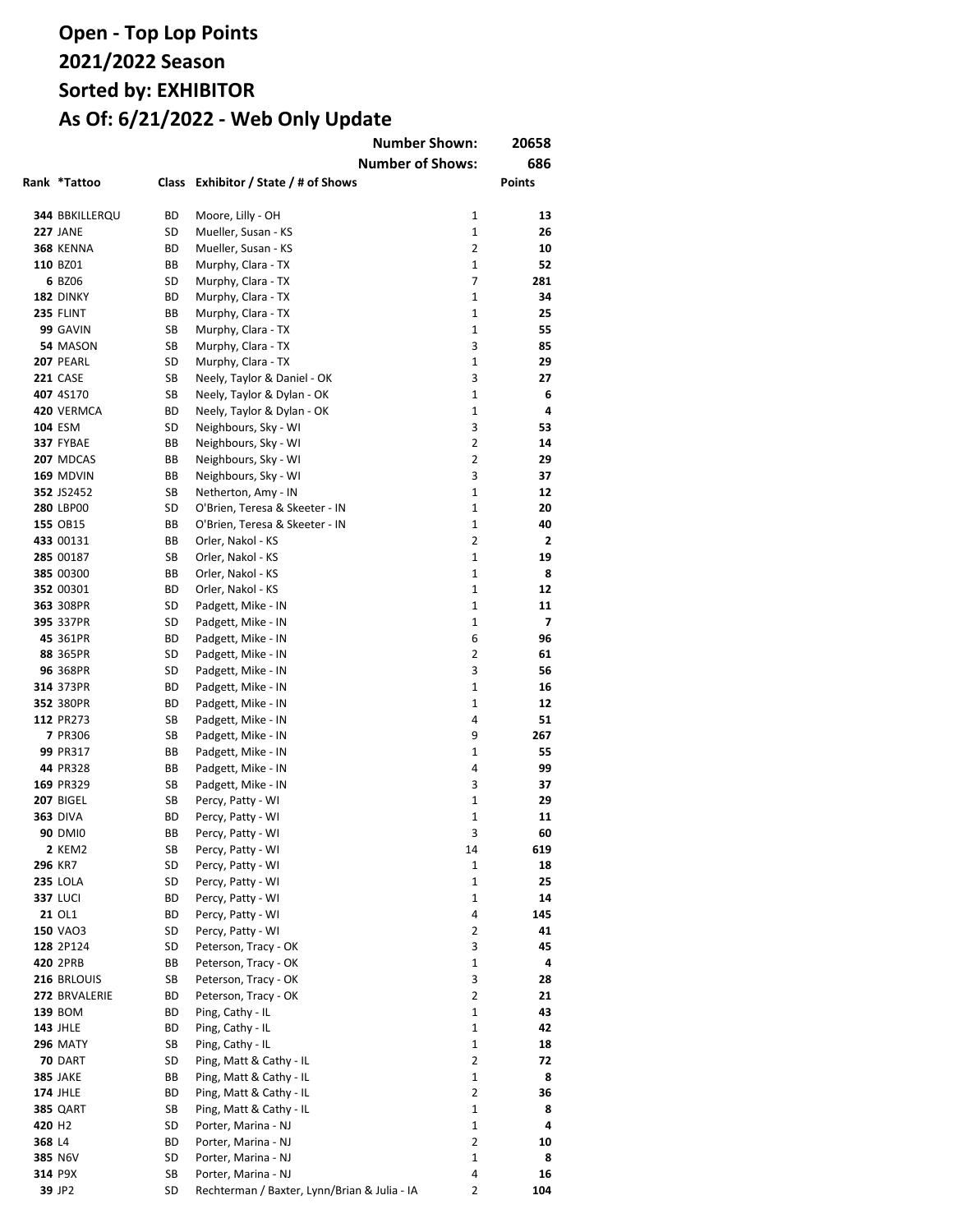# Open - Top Lop Points
# 2021/2022 Season
# Sorted by: EXHIBITOR
# As Of: 6/21/2022 - Web Only Update

Number Shown: 20658

Number of Shows: 686

| Rank | *Tattoo | Class | Exhibitor / State / # of Shows | | Points |
|---|---|---|---|---|---|
| 344 | BBKILLERQU | BD | Moore, Lilly - OH | 1 | 13 |
| 227 | JANE | SD | Mueller, Susan - KS | 1 | 26 |
| 368 | KENNA | BD | Mueller, Susan - KS | 2 | 10 |
| 110 | BZ01 | BB | Murphy, Clara - TX | 1 | 52 |
| 6 | BZ06 | SD | Murphy, Clara - TX | 7 | 281 |
| 182 | DINKY | BD | Murphy, Clara - TX | 1 | 34 |
| 235 | FLINT | BB | Murphy, Clara - TX | 1 | 25 |
| 99 | GAVIN | SB | Murphy, Clara - TX | 1 | 55 |
| 54 | MASON | SB | Murphy, Clara - TX | 3 | 85 |
| 207 | PEARL | SD | Murphy, Clara - TX | 1 | 29 |
| 221 | CASE | SB | Neely, Taylor & Daniel - OK | 3 | 27 |
| 407 | 4S170 | SB | Neely, Taylor & Dylan - OK | 1 | 6 |
| 420 | VERMCA | BD | Neely, Taylor & Dylan - OK | 1 | 4 |
| 104 | ESM | SD | Neighbours, Sky - WI | 3 | 53 |
| 337 | FYBAE | BB | Neighbours, Sky - WI | 2 | 14 |
| 207 | MDCAS | BB | Neighbours, Sky - WI | 2 | 29 |
| 169 | MDVIN | BB | Neighbours, Sky - WI | 3 | 37 |
| 352 | JS2452 | SB | Netherton, Amy - IN | 1 | 12 |
| 280 | LBP00 | SD | O'Brien, Teresa & Skeeter - IN | 1 | 20 |
| 155 | OB15 | BB | O'Brien, Teresa & Skeeter - IN | 1 | 40 |
| 433 | 00131 | BB | Orler, Nakol - KS | 2 | 2 |
| 285 | 00187 | SB | Orler, Nakol - KS | 1 | 19 |
| 385 | 00300 | BB | Orler, Nakol - KS | 1 | 8 |
| 352 | 00301 | BD | Orler, Nakol - KS | 1 | 12 |
| 363 | 308PR | SD | Padgett, Mike - IN | 1 | 11 |
| 395 | 337PR | SD | Padgett, Mike - IN | 1 | 7 |
| 45 | 361PR | BD | Padgett, Mike - IN | 6 | 96 |
| 88 | 365PR | SD | Padgett, Mike - IN | 2 | 61 |
| 96 | 368PR | SD | Padgett, Mike - IN | 3 | 56 |
| 314 | 373PR | BD | Padgett, Mike - IN | 1 | 16 |
| 352 | 380PR | BD | Padgett, Mike - IN | 1 | 12 |
| 112 | PR273 | SB | Padgett, Mike - IN | 4 | 51 |
| 7 | PR306 | SB | Padgett, Mike - IN | 9 | 267 |
| 99 | PR317 | BB | Padgett, Mike - IN | 1 | 55 |
| 44 | PR328 | BB | Padgett, Mike - IN | 4 | 99 |
| 169 | PR329 | SB | Padgett, Mike - IN | 3 | 37 |
| 207 | BIGEL | SB | Percy, Patty - WI | 1 | 29 |
| 363 | DIVA | BD | Percy, Patty - WI | 1 | 11 |
| 90 | DMI0 | BB | Percy, Patty - WI | 3 | 60 |
| 2 | KEM2 | SB | Percy, Patty - WI | 14 | 619 |
| 296 | KR7 | SD | Percy, Patty - WI | 1 | 18 |
| 235 | LOLA | SD | Percy, Patty - WI | 1 | 25 |
| 337 | LUCI | BD | Percy, Patty - WI | 1 | 14 |
| 21 | OL1 | BD | Percy, Patty - WI | 4 | 145 |
| 150 | VAO3 | SD | Percy, Patty - WI | 2 | 41 |
| 128 | 2P124 | SD | Peterson, Tracy - OK | 3 | 45 |
| 420 | 2PRB | BB | Peterson, Tracy - OK | 1 | 4 |
| 216 | BRLOUIS | SB | Peterson, Tracy - OK | 3 | 28 |
| 272 | BRVALERIE | BD | Peterson, Tracy - OK | 2 | 21 |
| 139 | BOM | BD | Ping, Cathy - IL | 1 | 43 |
| 143 | JHLE | BD | Ping, Cathy - IL | 1 | 42 |
| 296 | MATY | SB | Ping, Cathy - IL | 1 | 18 |
| 70 | DART | SD | Ping, Matt & Cathy - IL | 2 | 72 |
| 385 | JAKE | BB | Ping, Matt & Cathy - IL | 1 | 8 |
| 174 | JHLE | BD | Ping, Matt & Cathy - IL | 2 | 36 |
| 385 | QART | SB | Ping, Matt & Cathy - IL | 1 | 8 |
| 420 | H2 | SD | Porter, Marina - NJ | 1 | 4 |
| 368 | L4 | BD | Porter, Marina - NJ | 2 | 10 |
| 385 | N6V | SD | Porter, Marina - NJ | 1 | 8 |
| 314 | P9X | SB | Porter, Marina - NJ | 4 | 16 |
| 39 | JP2 | SD | Rechterman / Baxter, Lynn/Brian & Julia - IA | 2 | 104 |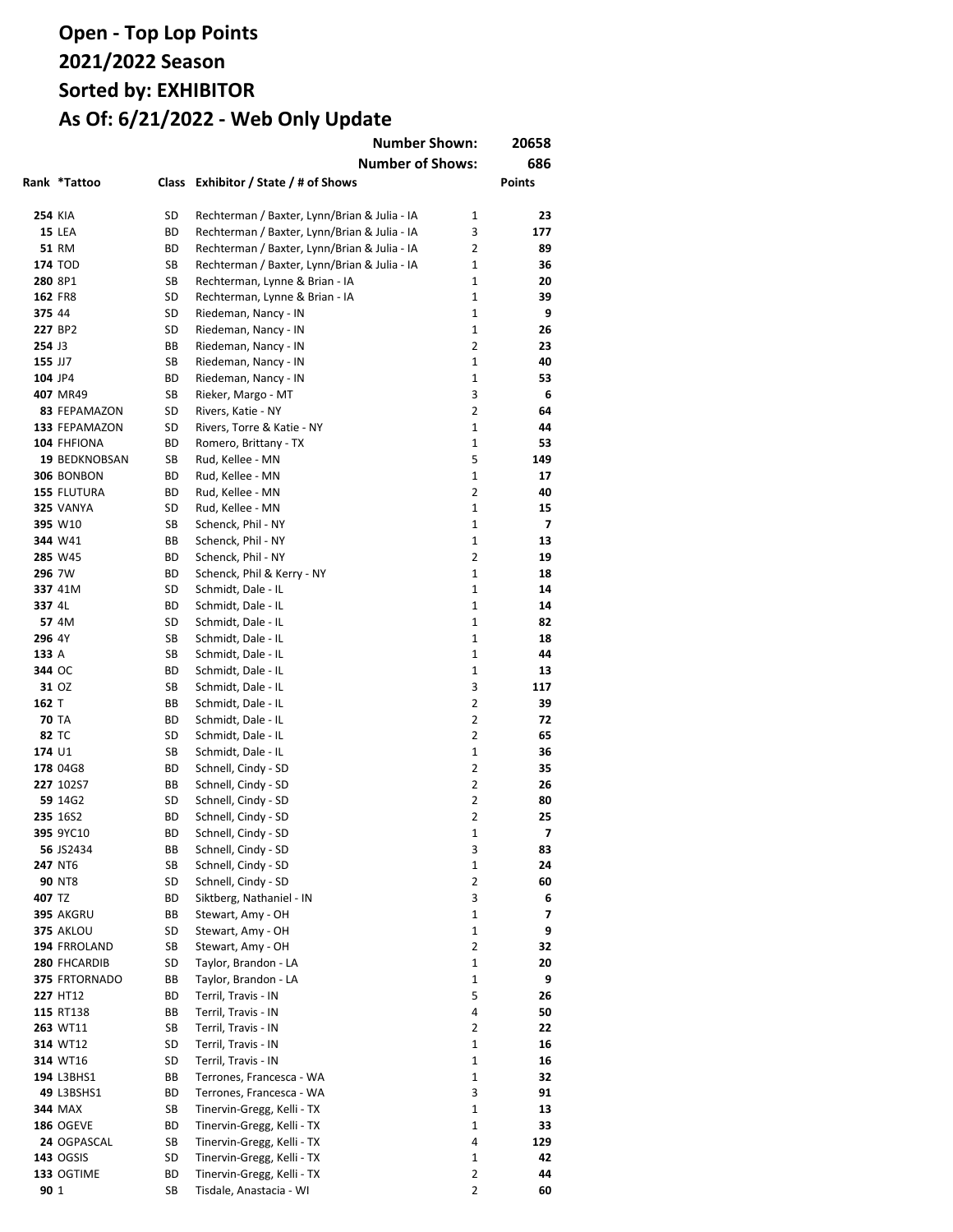# Open - Top Lop Points
# 2021/2022 Season
# Sorted by: EXHIBITOR
# As Of: 6/21/2022 - Web Only Update

| | | | Number Shown: | | 20658 |
|---|---|---|---|---|---|
| | | | Number of Shows: | | 686 |

| Rank | *Tattoo | Class | Exhibitor / State / # of Shows | | Points |
|---|---|---|---|---|---|
| 254 | KIA | SD | Rechterman / Baxter, Lynn/Brian & Julia - IA | 1 | 23 |
| 15 | LEA | BD | Rechterman / Baxter, Lynn/Brian & Julia - IA | 3 | 177 |
| 51 | RM | BD | Rechterman / Baxter, Lynn/Brian & Julia - IA | 2 | 89 |
| 174 | TOD | SB | Rechterman / Baxter, Lynn/Brian & Julia - IA | 1 | 36 |
| 280 | 8P1 | SB | Rechterman, Lynne & Brian - IA | 1 | 20 |
| 162 | FR8 | SD | Rechterman, Lynne & Brian - IA | 1 | 39 |
| 375 | 44 | SD | Riedeman, Nancy - IN | 1 | 9 |
| 227 | BP2 | SD | Riedeman, Nancy - IN | 1 | 26 |
| 254 | J3 | BB | Riedeman, Nancy - IN | 2 | 23 |
| 155 | JJ7 | SB | Riedeman, Nancy - IN | 1 | 40 |
| 104 | JP4 | BD | Riedeman, Nancy - IN | 1 | 53 |
| 407 | MR49 | SB | Rieker, Margo - MT | 3 | 6 |
| 83 | FEPAMAZON | SD | Rivers, Katie - NY | 2 | 64 |
| 133 | FEPAMAZON | SD | Rivers, Torre & Katie - NY | 1 | 44 |
| 104 | FHFIONA | BD | Romero, Brittany - TX | 1 | 53 |
| 19 | BEDKNOBSAN | SB | Rud, Kellee - MN | 5 | 149 |
| 306 | BONBON | BD | Rud, Kellee - MN | 1 | 17 |
| 155 | FLUTURA | BD | Rud, Kellee - MN | 2 | 40 |
| 325 | VANYA | SD | Rud, Kellee - MN | 1 | 15 |
| 395 | W10 | SB | Schenck, Phil - NY | 1 | 7 |
| 344 | W41 | BB | Schenck, Phil - NY | 1 | 13 |
| 285 | W45 | BD | Schenck, Phil - NY | 2 | 19 |
| 296 | 7W | BD | Schenck, Phil & Kerry - NY | 1 | 18 |
| 337 | 41M | SD | Schmidt, Dale - IL | 1 | 14 |
| 337 | 4L | BD | Schmidt, Dale - IL | 1 | 14 |
| 57 | 4M | SD | Schmidt, Dale - IL | 1 | 82 |
| 296 | 4Y | SB | Schmidt, Dale - IL | 1 | 18 |
| 133 | A | SB | Schmidt, Dale - IL | 1 | 44 |
| 344 | OC | BD | Schmidt, Dale - IL | 1 | 13 |
| 31 | OZ | SB | Schmidt, Dale - IL | 3 | 117 |
| 162 | T | BB | Schmidt, Dale - IL | 2 | 39 |
| 70 | TA | BD | Schmidt, Dale - IL | 2 | 72 |
| 82 | TC | SD | Schmidt, Dale - IL | 2 | 65 |
| 174 | U1 | SB | Schmidt, Dale - IL | 1 | 36 |
| 178 | 04G8 | BD | Schnell, Cindy - SD | 2 | 35 |
| 227 | 102S7 | BB | Schnell, Cindy - SD | 2 | 26 |
| 59 | 14G2 | SD | Schnell, Cindy - SD | 2 | 80 |
| 235 | 16S2 | BD | Schnell, Cindy - SD | 2 | 25 |
| 395 | 9YC10 | BD | Schnell, Cindy - SD | 1 | 7 |
| 56 | JS2434 | BB | Schnell, Cindy - SD | 3 | 83 |
| 247 | NT6 | SB | Schnell, Cindy - SD | 1 | 24 |
| 90 | NT8 | SD | Schnell, Cindy - SD | 2 | 60 |
| 407 | TZ | BD | Siktberg, Nathaniel - IN | 3 | 6 |
| 395 | AKGRU | BB | Stewart, Amy - OH | 1 | 7 |
| 375 | AKLOU | SD | Stewart, Amy - OH | 1 | 9 |
| 194 | FRROLAND | SB | Stewart, Amy - OH | 2 | 32 |
| 280 | FHCARDIB | SD | Taylor, Brandon - LA | 1 | 20 |
| 375 | FRTORNADO | BB | Taylor, Brandon - LA | 1 | 9 |
| 227 | HT12 | BD | Terril, Travis - IN | 5 | 26 |
| 115 | RT138 | BB | Terril, Travis - IN | 4 | 50 |
| 263 | WT11 | SB | Terril, Travis - IN | 2 | 22 |
| 314 | WT12 | SD | Terril, Travis - IN | 1 | 16 |
| 314 | WT16 | SD | Terril, Travis - IN | 1 | 16 |
| 194 | L3BHS1 | BB | Terrones, Francesca - WA | 1 | 32 |
| 49 | L3BSHS1 | BD | Terrones, Francesca - WA | 3 | 91 |
| 344 | MAX | SB | Tinervin-Gregg, Kelli - TX | 1 | 13 |
| 186 | OGEVE | BD | Tinervin-Gregg, Kelli - TX | 1 | 33 |
| 24 | OGPASCAL | SB | Tinervin-Gregg, Kelli - TX | 4 | 129 |
| 143 | OGSIS | SD | Tinervin-Gregg, Kelli - TX | 1 | 42 |
| 133 | OGTIME | BD | Tinervin-Gregg, Kelli - TX | 2 | 44 |
| 90 | 1 | SB | Tisdale, Anastacia - WI | 2 | 60 |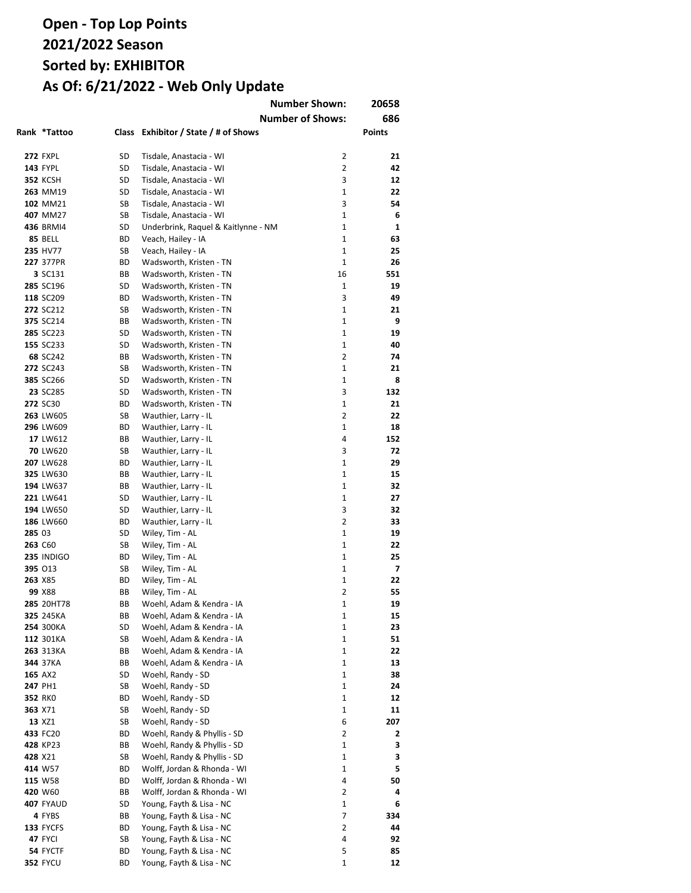# Open - Top Lop Points
# 2021/2022 Season
# Sorted by: EXHIBITOR
# As Of: 6/21/2022 - Web Only Update

Number Shown: 20658
Number of Shows: 686

| Rank | *Tattoo | Class | Exhibitor / State / # of Shows | | Points |
|---|---|---|---|---|---|
| 272 | FXPL | SD | Tisdale, Anastacia - WI | 2 | 21 |
| 143 | FYPL | SD | Tisdale, Anastacia - WI | 2 | 42 |
| 352 | KCSH | SD | Tisdale, Anastacia - WI | 3 | 12 |
| 263 | MM19 | SD | Tisdale, Anastacia - WI | 1 | 22 |
| 102 | MM21 | SB | Tisdale, Anastacia - WI | 3 | 54 |
| 407 | MM27 | SB | Tisdale, Anastacia - WI | 1 | 6 |
| 436 | BRMI4 | SD | Underbrink, Raquel & Kaitlynne - NM | 1 | 1 |
| 85 | BELL | BD | Veach, Hailey - IA | 1 | 63 |
| 235 | HV77 | SB | Veach, Hailey - IA | 1 | 25 |
| 227 | 377PR | BD | Wadsworth, Kristen - TN | 1 | 26 |
| 3 | SC131 | BB | Wadsworth, Kristen - TN | 16 | 551 |
| 285 | SC196 | SD | Wadsworth, Kristen - TN | 1 | 19 |
| 118 | SC209 | BD | Wadsworth, Kristen - TN | 3 | 49 |
| 272 | SC212 | SB | Wadsworth, Kristen - TN | 1 | 21 |
| 375 | SC214 | BB | Wadsworth, Kristen - TN | 1 | 9 |
| 285 | SC223 | SD | Wadsworth, Kristen - TN | 1 | 19 |
| 155 | SC233 | SD | Wadsworth, Kristen - TN | 1 | 40 |
| 68 | SC242 | BB | Wadsworth, Kristen - TN | 2 | 74 |
| 272 | SC243 | SB | Wadsworth, Kristen - TN | 1 | 21 |
| 385 | SC266 | SD | Wadsworth, Kristen - TN | 1 | 8 |
| 23 | SC285 | SD | Wadsworth, Kristen - TN | 3 | 132 |
| 272 | SC30 | BD | Wadsworth, Kristen - TN | 1 | 21 |
| 263 | LW605 | SB | Wauthier, Larry - IL | 2 | 22 |
| 296 | LW609 | BD | Wauthier, Larry - IL | 1 | 18 |
| 17 | LW612 | BB | Wauthier, Larry - IL | 4 | 152 |
| 70 | LW620 | SB | Wauthier, Larry - IL | 3 | 72 |
| 207 | LW628 | BD | Wauthier, Larry - IL | 1 | 29 |
| 325 | LW630 | BB | Wauthier, Larry - IL | 1 | 15 |
| 194 | LW637 | BB | Wauthier, Larry - IL | 1 | 32 |
| 221 | LW641 | SD | Wauthier, Larry - IL | 1 | 27 |
| 194 | LW650 | SD | Wauthier, Larry - IL | 3 | 32 |
| 186 | LW660 | BD | Wauthier, Larry - IL | 2 | 33 |
| 285 | 03 | SD | Wiley, Tim - AL | 1 | 19 |
| 263 | C60 | SB | Wiley, Tim - AL | 1 | 22 |
| 235 | INDIGO | BD | Wiley, Tim - AL | 1 | 25 |
| 395 | O13 | SB | Wiley, Tim - AL | 1 | 7 |
| 263 | X85 | BD | Wiley, Tim - AL | 1 | 22 |
| 99 | X88 | BB | Wiley, Tim - AL | 2 | 55 |
| 285 | 20HT78 | BB | Woehl, Adam & Kendra - IA | 1 | 19 |
| 325 | 245KA | BB | Woehl, Adam & Kendra - IA | 1 | 15 |
| 254 | 300KA | SD | Woehl, Adam & Kendra - IA | 1 | 23 |
| 112 | 301KA | SB | Woehl, Adam & Kendra - IA | 1 | 51 |
| 263 | 313KA | BB | Woehl, Adam & Kendra - IA | 1 | 22 |
| 344 | 37KA | BB | Woehl, Adam & Kendra - IA | 1 | 13 |
| 165 | AX2 | SD | Woehl, Randy - SD | 1 | 38 |
| 247 | PH1 | SB | Woehl, Randy - SD | 1 | 24 |
| 352 | RK0 | BD | Woehl, Randy - SD | 1 | 12 |
| 363 | X71 | SB | Woehl, Randy - SD | 1 | 11 |
| 13 | XZ1 | SB | Woehl, Randy - SD | 6 | 207 |
| 433 | FC20 | BD | Woehl, Randy & Phyllis - SD | 2 | 2 |
| 428 | KP23 | BB | Woehl, Randy & Phyllis - SD | 1 | 3 |
| 428 | X21 | SB | Woehl, Randy & Phyllis - SD | 1 | 3 |
| 414 | W57 | BD | Wolff, Jordan & Rhonda - WI | 1 | 5 |
| 115 | W58 | BD | Wolff, Jordan & Rhonda - WI | 4 | 50 |
| 420 | W60 | BB | Wolff, Jordan & Rhonda - WI | 2 | 4 |
| 407 | FYAUD | SD | Young, Fayth & Lisa - NC | 1 | 6 |
| 4 | FYBS | BB | Young, Fayth & Lisa - NC | 7 | 334 |
| 133 | FYCFS | BD | Young, Fayth & Lisa - NC | 2 | 44 |
| 47 | FYCI | SB | Young, Fayth & Lisa - NC | 4 | 92 |
| 54 | FYCTF | BD | Young, Fayth & Lisa - NC | 5 | 85 |
| 352 | FYCU | BD | Young, Fayth & Lisa - NC | 1 | 12 |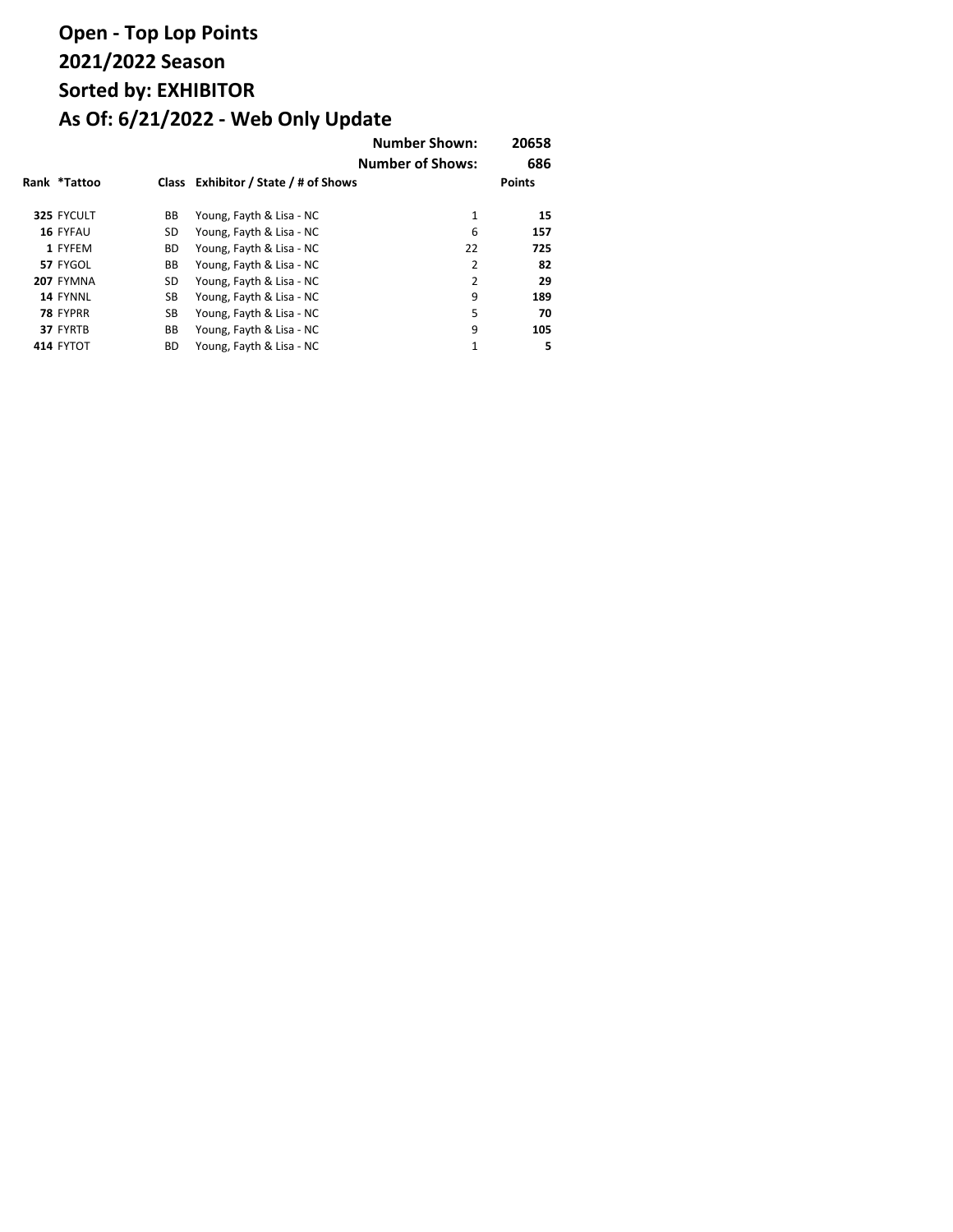# Open - Top Lop Points
# 2021/2022 Season
# Sorted by: EXHIBITOR
# As Of: 6/21/2022 - Web Only Update

**Number Shown:** **20658**

**Number of Shows:** **686**

| Rank | *Tattoo | Class | Exhibitor / State / # of Shows | | Points |
|---|---|---|---|---|---|
| **325** | FYCULT | BB | Young, Fayth & Lisa - NC | 1 | **15** |
| **16** | FYFAU | SD | Young, Fayth & Lisa - NC | 6 | **157** |
| **1** | FYFEM | BD | Young, Fayth & Lisa - NC | 22 | **725** |
| **57** | FYGOL | BB | Young, Fayth & Lisa - NC | 2 | **82** |
| **207** | FYMNA | SD | Young, Fayth & Lisa - NC | 2 | **29** |
| **14** | FYNNL | SB | Young, Fayth & Lisa - NC | 9 | **189** |
| **78** | FYPRR | SB | Young, Fayth & Lisa - NC | 5 | **70** |
| **37** | FYRTB | BB | Young, Fayth & Lisa - NC | 9 | **105** |
| **414** | FYTOT | BD | Young, Fayth & Lisa - NC | 1 | **5** |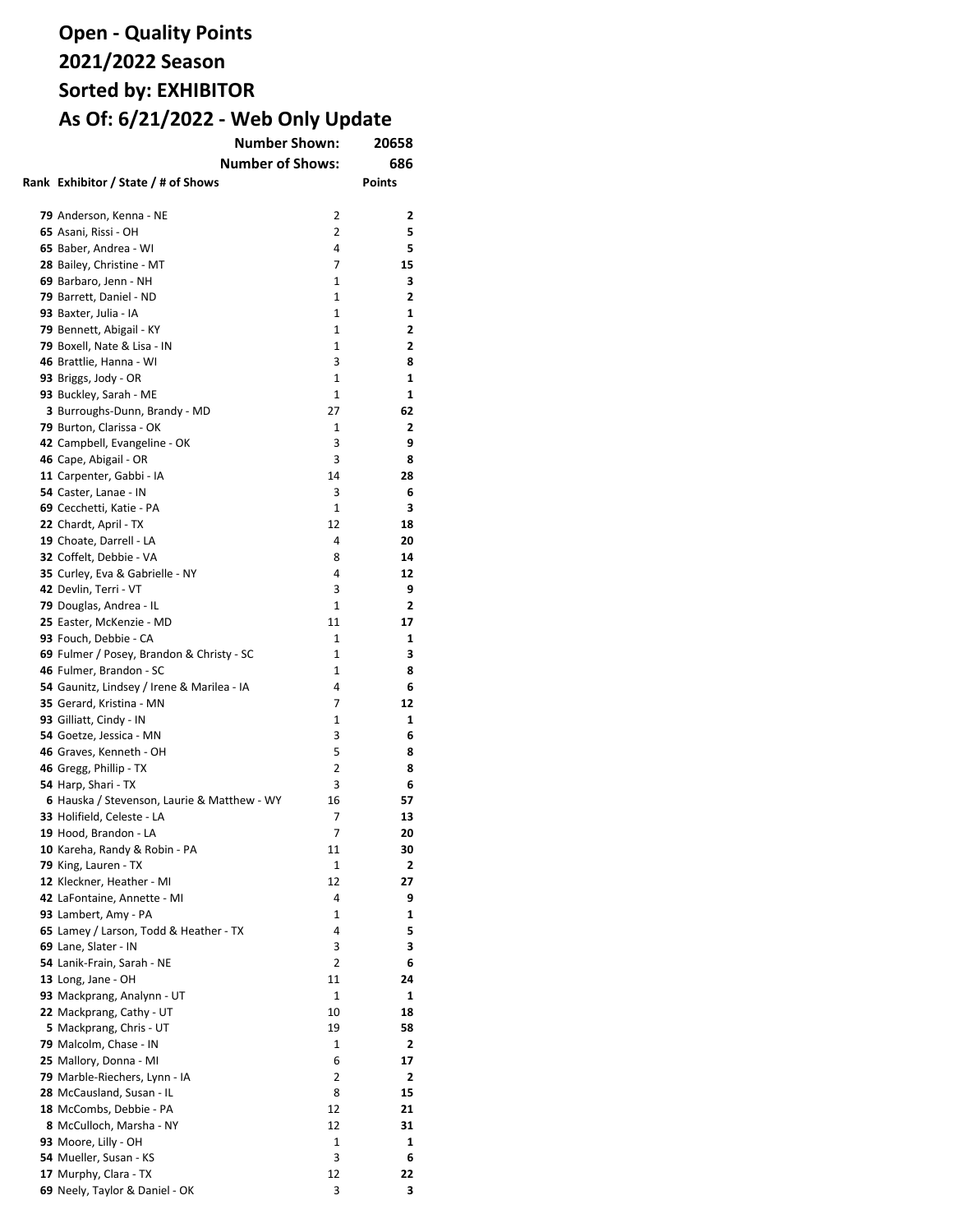# Open - Quality Points
# 2021/2022 Season
# Sorted by: EXHIBITOR
# As Of: 6/21/2022 - Web Only Update

**Number Shown:** 20658

**Number of Shows:** 686

| Rank | Exhibitor / State / # of Shows | | Points |
|---|---|---|---|
| 79 | Anderson, Kenna - NE | 2 | 2 |
| 65 | Asani, Rissi - OH | 2 | 5 |
| 65 | Baber, Andrea - WI | 4 | 5 |
| 28 | Bailey, Christine - MT | 7 | 15 |
| 69 | Barbaro, Jenn - NH | 1 | 3 |
| 79 | Barrett, Daniel - ND | 1 | 2 |
| 93 | Baxter, Julia - IA | 1 | 1 |
| 79 | Bennett, Abigail - KY | 1 | 2 |
| 79 | Boxell, Nate & Lisa - IN | 1 | 2 |
| 46 | Brattlie, Hanna - WI | 3 | 8 |
| 93 | Briggs, Jody - OR | 1 | 1 |
| 93 | Buckley, Sarah - ME | 1 | 1 |
| 3 | Burroughs-Dunn, Brandy - MD | 27 | 62 |
| 79 | Burton, Clarissa - OK | 1 | 2 |
| 42 | Campbell, Evangeline - OK | 3 | 9 |
| 46 | Cape, Abigail - OR | 3 | 8 |
| 11 | Carpenter, Gabbi - IA | 14 | 28 |
| 54 | Caster, Lanae - IN | 3 | 6 |
| 69 | Cecchetti, Katie - PA | 1 | 3 |
| 22 | Chardt, April - TX | 12 | 18 |
| 19 | Choate, Darrell - LA | 4 | 20 |
| 32 | Coffelt, Debbie - VA | 8 | 14 |
| 35 | Curley, Eva & Gabrielle - NY | 4 | 12 |
| 42 | Devlin, Terri - VT | 3 | 9 |
| 79 | Douglas, Andrea - IL | 1 | 2 |
| 25 | Easter, McKenzie - MD | 11 | 17 |
| 93 | Fouch, Debbie - CA | 1 | 1 |
| 69 | Fulmer / Posey, Brandon & Christy - SC | 1 | 3 |
| 46 | Fulmer, Brandon - SC | 1 | 8 |
| 54 | Gaunitz, Lindsey / Irene & Marilea - IA | 4 | 6 |
| 35 | Gerard, Kristina - MN | 7 | 12 |
| 93 | Gilliatt, Cindy - IN | 1 | 1 |
| 54 | Goetze, Jessica - MN | 3 | 6 |
| 46 | Graves, Kenneth - OH | 5 | 8 |
| 46 | Gregg, Phillip - TX | 2 | 8 |
| 54 | Harp, Shari - TX | 3 | 6 |
| 6 | Hauska / Stevenson, Laurie & Matthew - WY | 16 | 57 |
| 33 | Holifield, Celeste - LA | 7 | 13 |
| 19 | Hood, Brandon - LA | 7 | 20 |
| 10 | Kareha, Randy & Robin - PA | 11 | 30 |
| 79 | King, Lauren - TX | 1 | 2 |
| 12 | Kleckner, Heather - MI | 12 | 27 |
| 42 | LaFontaine, Annette - MI | 4 | 9 |
| 93 | Lambert, Amy - PA | 1 | 1 |
| 65 | Lamey / Larson, Todd & Heather - TX | 4 | 5 |
| 69 | Lane, Slater - IN | 3 | 3 |
| 54 | Lanik-Frain, Sarah - NE | 2 | 6 |
| 13 | Long, Jane - OH | 11 | 24 |
| 93 | Mackprang, Analynn - UT | 1 | 1 |
| 22 | Mackprang, Cathy - UT | 10 | 18 |
| 5 | Mackprang, Chris - UT | 19 | 58 |
| 79 | Malcolm, Chase - IN | 1 | 2 |
| 25 | Mallory, Donna - MI | 6 | 17 |
| 79 | Marble-Riechers, Lynn - IA | 2 | 2 |
| 28 | McCausland, Susan - IL | 8 | 15 |
| 18 | McCombs, Debbie - PA | 12 | 21 |
| 8 | McCulloch, Marsha - NY | 12 | 31 |
| 93 | Moore, Lilly - OH | 1 | 1 |
| 54 | Mueller, Susan - KS | 3 | 6 |
| 17 | Murphy, Clara - TX | 12 | 22 |
| 69 | Neely, Taylor & Daniel - OK | 3 | 3 |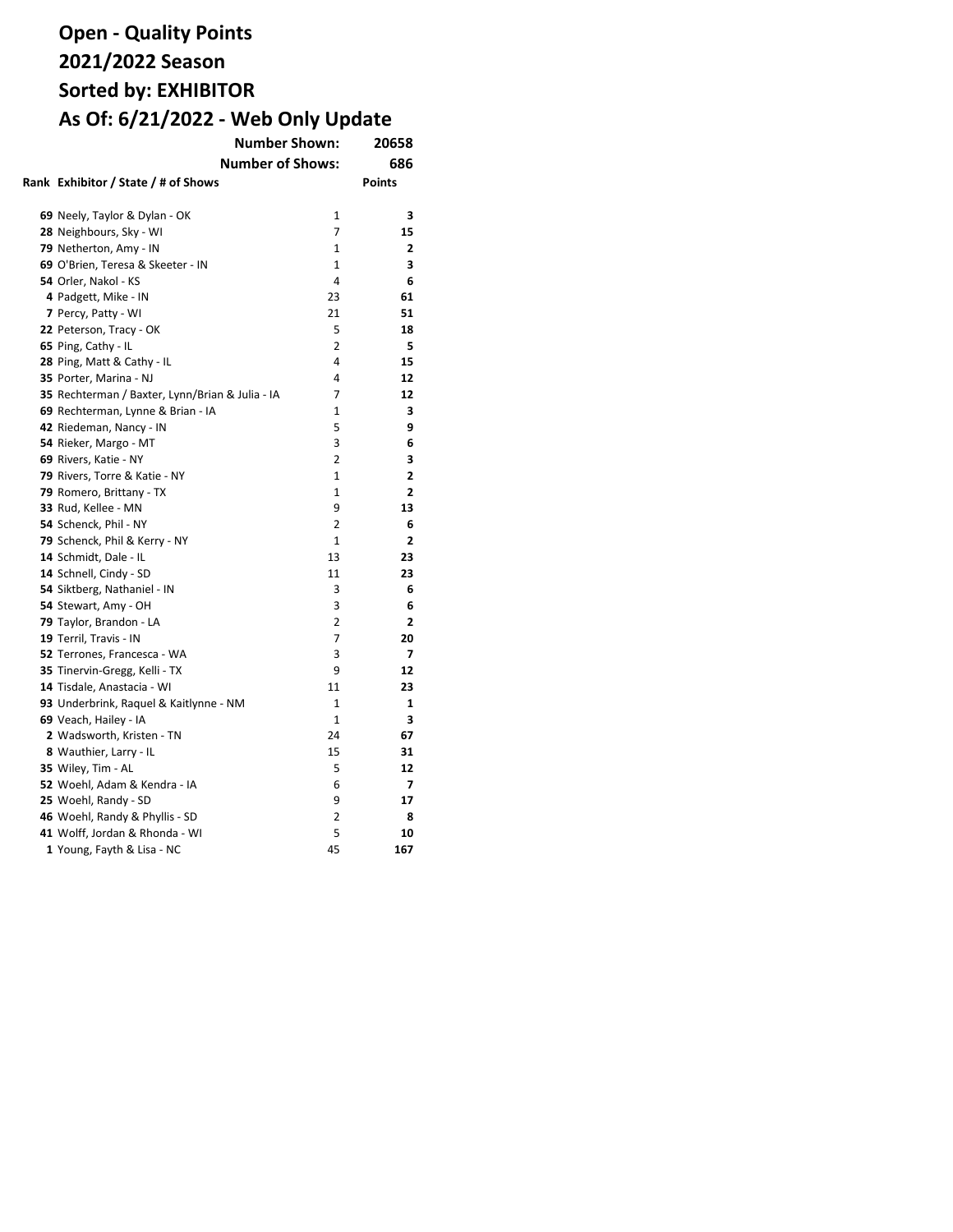# Open - Quality Points
# 2021/2022 Season
# Sorted by: EXHIBITOR
# As Of: 6/21/2022 - Web Only Update

**Number Shown: 20658**

**Number of Shows: 686**

| Rank | Exhibitor / State / # of Shows | | Points |
|---|---|---|---|
| 69 | Neely, Taylor & Dylan - OK | 1 | 3 |
| 28 | Neighbours, Sky - WI | 7 | 15 |
| 79 | Netherton, Amy - IN | 1 | 2 |
| 69 | O'Brien, Teresa & Skeeter - IN | 1 | 3 |
| 54 | Orler, Nakol - KS | 4 | 6 |
| 4 | Padgett, Mike - IN | 23 | 61 |
| 7 | Percy, Patty - WI | 21 | 51 |
| 22 | Peterson, Tracy - OK | 5 | 18 |
| 65 | Ping, Cathy - IL | 2 | 5 |
| 28 | Ping, Matt & Cathy - IL | 4 | 15 |
| 35 | Porter, Marina - NJ | 4 | 12 |
| 35 | Rechterman / Baxter, Lynn/Brian & Julia - IA | 7 | 12 |
| 69 | Rechterman, Lynne & Brian - IA | 1 | 3 |
| 42 | Riedeman, Nancy - IN | 5 | 9 |
| 54 | Rieker, Margo - MT | 3 | 6 |
| 69 | Rivers, Katie - NY | 2 | 3 |
| 79 | Rivers, Torre & Katie - NY | 1 | 2 |
| 79 | Romero, Brittany - TX | 1 | 2 |
| 33 | Rud, Kellee - MN | 9 | 13 |
| 54 | Schenck, Phil - NY | 2 | 6 |
| 79 | Schenck, Phil & Kerry - NY | 1 | 2 |
| 14 | Schmidt, Dale - IL | 13 | 23 |
| 14 | Schnell, Cindy - SD | 11 | 23 |
| 54 | Siktberg, Nathaniel - IN | 3 | 6 |
| 54 | Stewart, Amy - OH | 3 | 6 |
| 79 | Taylor, Brandon - LA | 2 | 2 |
| 19 | Terril, Travis - IN | 7 | 20 |
| 52 | Terrones, Francesca - WA | 3 | 7 |
| 35 | Tinervin-Gregg, Kelli - TX | 9 | 12 |
| 14 | Tisdale, Anastacia - WI | 11 | 23 |
| 93 | Underbrink, Raquel & Kaitlynne - NM | 1 | 1 |
| 69 | Veach, Hailey - IA | 1 | 3 |
| 2 | Wadsworth, Kristen - TN | 24 | 67 |
| 8 | Wauthier, Larry - IL | 15 | 31 |
| 35 | Wiley, Tim - AL | 5 | 12 |
| 52 | Woehl, Adam & Kendra - IA | 6 | 7 |
| 25 | Woehl, Randy - SD | 9 | 17 |
| 46 | Woehl, Randy & Phyllis - SD | 2 | 8 |
| 41 | Wolff, Jordan & Rhonda - WI | 5 | 10 |
| 1 | Young, Fayth & Lisa - NC | 45 | 167 |